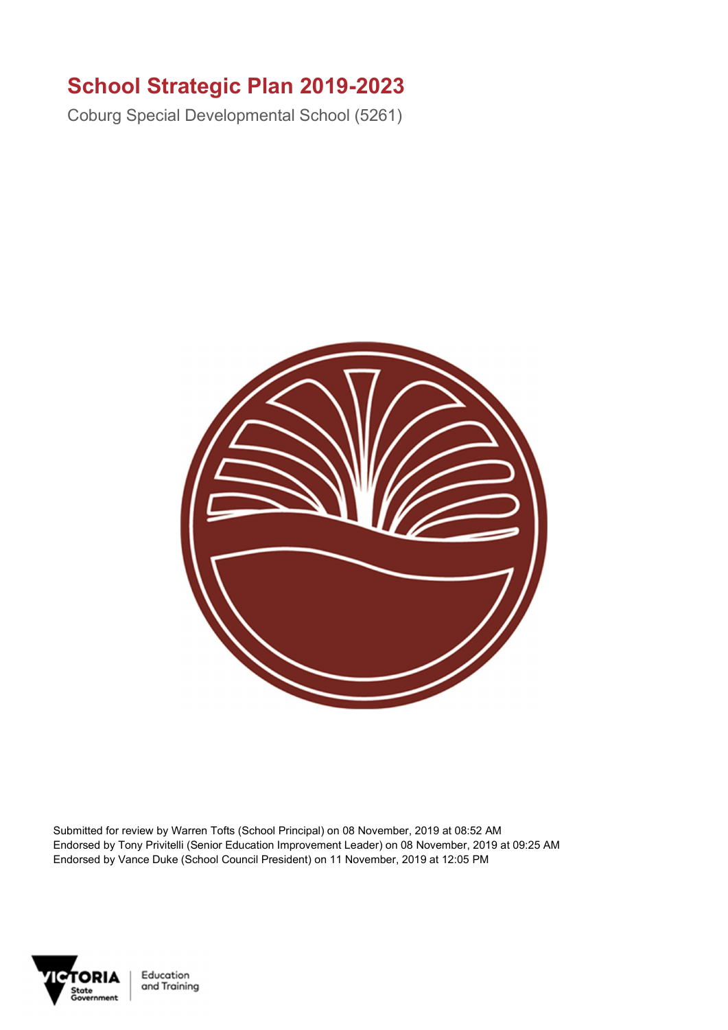# School Strategic Plan 2019-2023

Coburg Special Developmental School (5261)

Submitted for review by Warren Tofts (School Principal) on 08 November, 2019 at 08:52 AM
Endorsed by Tony Privitelli (Senior Education Improvement Leader) on 08 November, 2019 at 09:25 AM
Endorsed by Vance Duke (School Council President) on 11 November, 2019 at 12:05 PM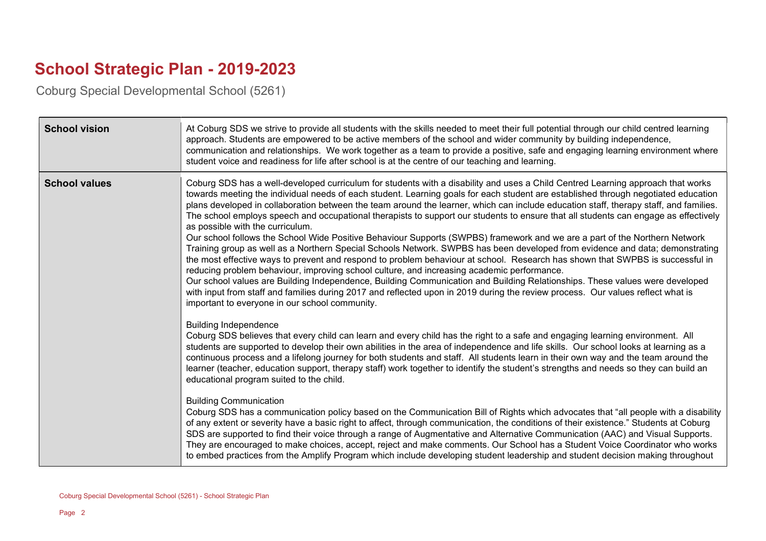# School Strategic Plan - 2019-2023

Coburg Special Developmental School (5261)

| | |
|---|---|
| **School vision** | At Coburg SDS we strive to provide all students with the skills needed to meet their full potential through our child centred learning approach. Students are empowered to be active members of the school and wider community by building independence, communication and relationships. We work together as a team to provide a positive, safe and engaging learning environment where student voice and readiness for life after school is at the centre of our teaching and learning. |
| **School values** | Coburg SDS has a well-developed curriculum for students with a disability and uses a Child Centred Learning approach that works towards meeting the individual needs of each student. Learning goals for each student are established through negotiated education plans developed in collaboration between the team around the learner, which can include education staff, therapy staff, and families. The school employs speech and occupational therapists to support our students to ensure that all students can engage as effectively as possible with the curriculum.<br>Our school follows the School Wide Positive Behaviour Supports (SWPBS) framework and we are a part of the Northern Network Training group as well as a Northern Special Schools Network. SWPBS has been developed from evidence and data; demonstrating the most effective ways to prevent and respond to problem behaviour at school. Research has shown that SWPBS is successful in reducing problem behaviour, improving school culture, and increasing academic performance.<br>Our school values are Building Independence, Building Communication and Building Relationships. These values were developed with input from staff and families during 2017 and reflected upon in 2019 during the review process. Our values reflect what is important to everyone in our school community.<br><br>Building Independence<br>Coburg SDS believes that every child can learn and every child has the right to a safe and engaging learning environment. All students are supported to develop their own abilities in the area of independence and life skills. Our school looks at learning as a continuous process and a lifelong journey for both students and staff. All students learn in their own way and the team around the learner (teacher, education support, therapy staff) work together to identify the student's strengths and needs so they can build an educational program suited to the child.<br><br>Building Communication<br>Coburg SDS has a communication policy based on the Communication Bill of Rights which advocates that "all people with a disability of any extent or severity have a basic right to affect, through communication, the conditions of their existence." Students at Coburg SDS are supported to find their voice through a range of Augmentative and Alternative Communication (AAC) and Visual Supports. They are encouraged to make choices, accept, reject and make comments. Our School has a Student Voice Coordinator who works to embed practices from the Amplify Program which include developing student leadership and student decision making throughout |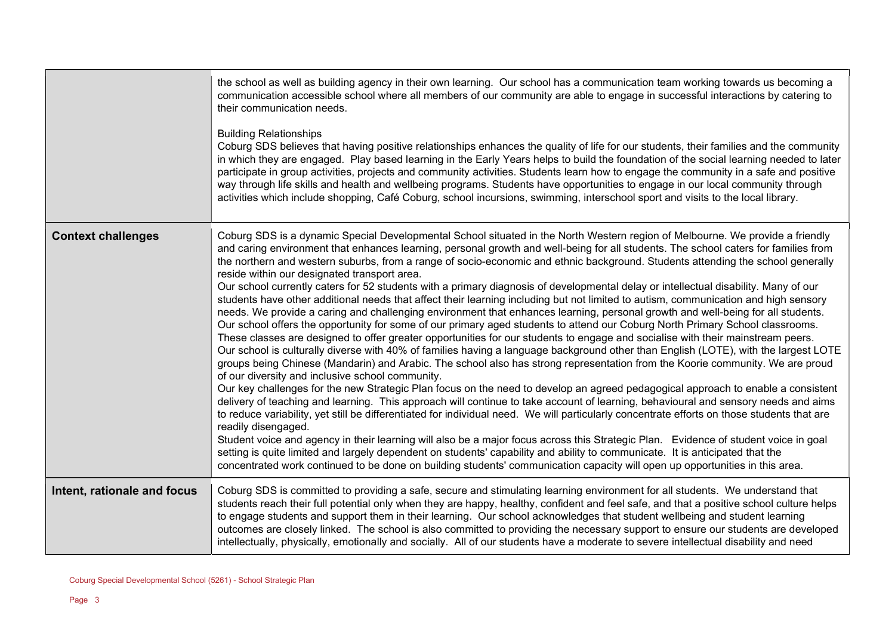| | |
|---|---|
| | the school as well as building agency in their own learning. Our school has a communication team working towards us becoming a communication accessible school where all members of our community are able to engage in successful interactions by catering to their communication needs.<br><br>Building Relationships<br>Coburg SDS believes that having positive relationships enhances the quality of life for our students, their families and the community in which they are engaged. Play based learning in the Early Years helps to build the foundation of the social learning needed to later participate in group activities, projects and community activities. Students learn how to engage the community in a safe and positive way through life skills and health and wellbeing programs. Students have opportunities to engage in our local community through activities which include shopping, Café Coburg, school incursions, swimming, interschool sport and visits to the local library. |
| **Context challenges** | Coburg SDS is a dynamic Special Developmental School situated in the North Western region of Melbourne. We provide a friendly and caring environment that enhances learning, personal growth and well-being for all students. The school caters for families from the northern and western suburbs, from a range of socio-economic and ethnic background. Students attending the school generally reside within our designated transport area.<br>Our school currently caters for 52 students with a primary diagnosis of developmental delay or intellectual disability. Many of our students have other additional needs that affect their learning including but not limited to autism, communication and high sensory needs. We provide a caring and challenging environment that enhances learning, personal growth and well-being for all students.<br>Our school offers the opportunity for some of our primary aged students to attend our Coburg North Primary School classrooms. These classes are designed to offer greater opportunities for our students to engage and socialise with their mainstream peers.<br>Our school is culturally diverse with 40% of families having a language background other than English (LOTE), with the largest LOTE groups being Chinese (Mandarin) and Arabic. The school also has strong representation from the Koorie community. We are proud of our diversity and inclusive school community.<br>Our key challenges for the new Strategic Plan focus on the need to develop an agreed pedagogical approach to enable a consistent delivery of teaching and learning. This approach will continue to take account of learning, behavioural and sensory needs and aims to reduce variability, yet still be differentiated for individual need. We will particularly concentrate efforts on those students that are readily disengaged.<br>Student voice and agency in their learning will also be a major focus across this Strategic Plan. Evidence of student voice in goal setting is quite limited and largely dependent on students' capability and ability to communicate. It is anticipated that the concentrated work continued to be done on building students' communication capacity will open up opportunities in this area. |
| **Intent, rationale and focus** | Coburg SDS is committed to providing a safe, secure and stimulating learning environment for all students. We understand that students reach their full potential only when they are happy, healthy, confident and feel safe, and that a positive school culture helps to engage students and support them in their learning. Our school acknowledges that student wellbeing and student learning outcomes are closely linked. The school is also committed to providing the necessary support to ensure our students are developed intellectually, physically, emotionally and socially. All of our students have a moderate to severe intellectual disability and need |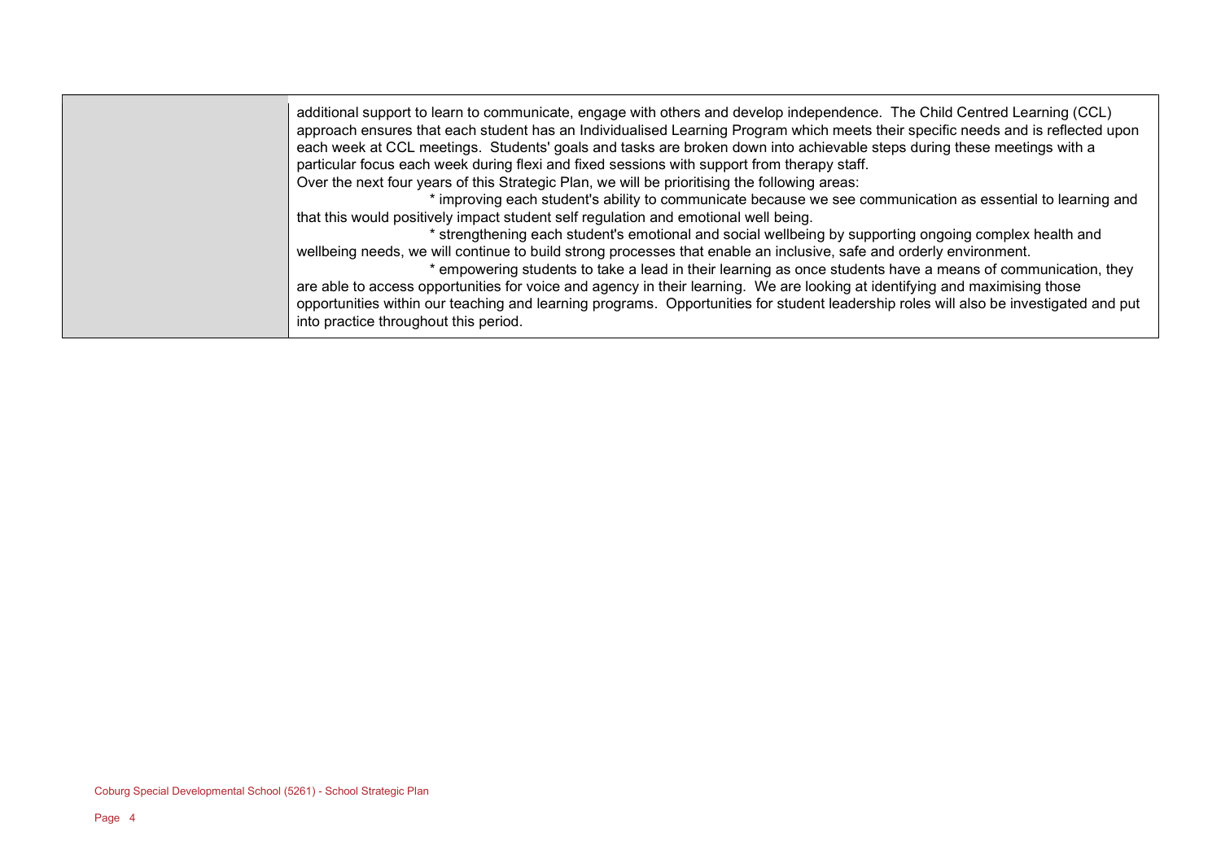| | |
|---|---|
| | additional support to learn to communicate, engage with others and develop independence. The Child Centred Learning (CCL) approach ensures that each student has an Individualised Learning Program which meets their specific needs and is reflected upon each week at CCL meetings. Students' goals and tasks are broken down into achievable steps during these meetings with a particular focus each week during flexi and fixed sessions with support from therapy staff.<br>Over the next four years of this Strategic Plan, we will be prioritising the following areas:<br>* improving each student's ability to communicate because we see communication as essential to learning and that this would positively impact student self regulation and emotional well being.<br>* strengthening each student's emotional and social wellbeing by supporting ongoing complex health and wellbeing needs, we will continue to build strong processes that enable an inclusive, safe and orderly environment.<br>* empowering students to take a lead in their learning as once students have a means of communication, they are able to access opportunities for voice and agency in their learning. We are looking at identifying and maximising those opportunities within our teaching and learning programs. Opportunities for student leadership roles will also be investigated and put into practice throughout this period. |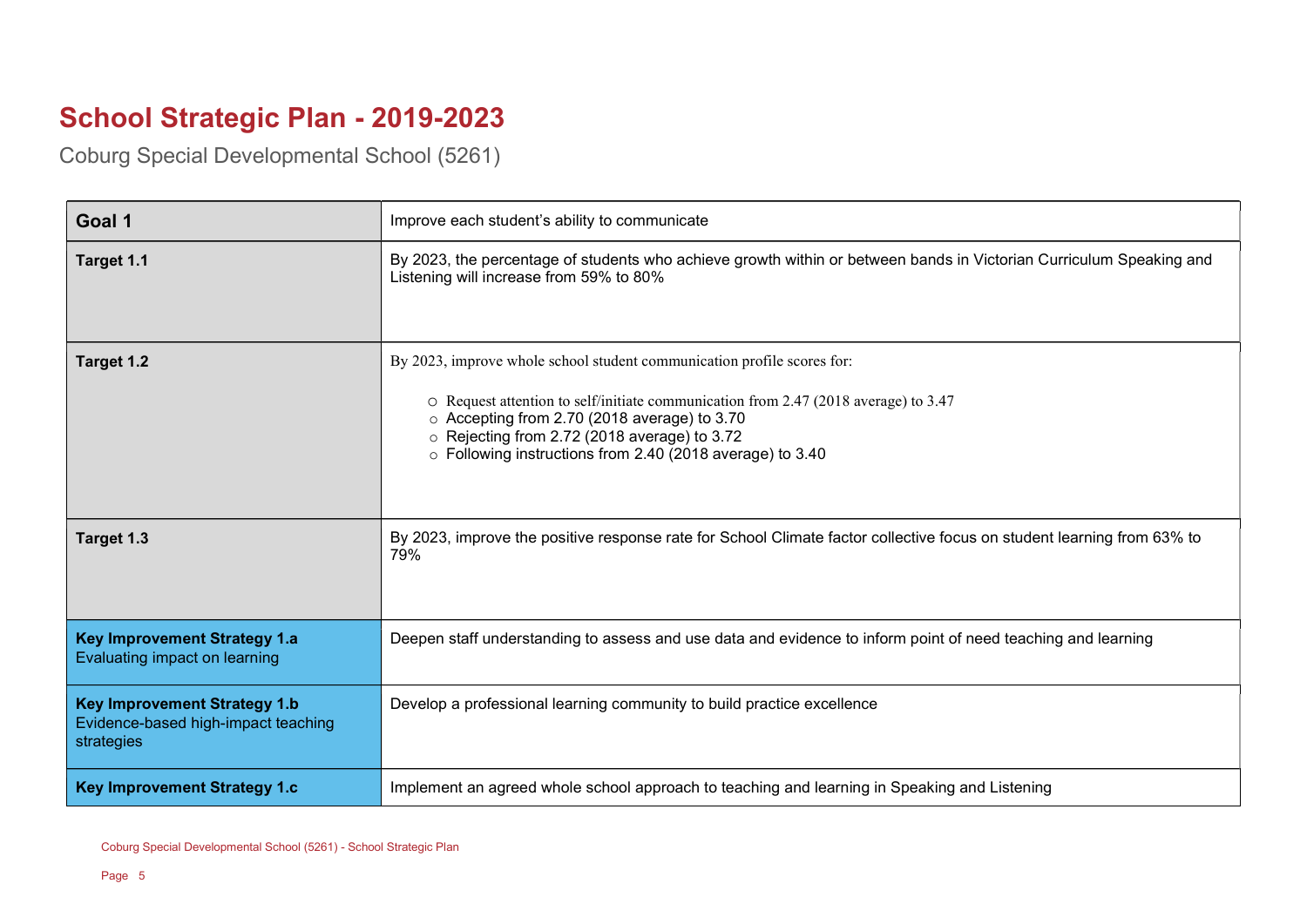# School Strategic Plan - 2019-2023

Coburg Special Developmental School (5261)

| Goal 1 | Improve each student's ability to communicate |
|---|---|
| **Target 1.1** | By 2023, the percentage of students who achieve growth within or between bands in Victorian Curriculum Speaking and Listening will increase from 59% to 80% |
| **Target 1.2** | By 2023, improve whole school student communication profile scores for:<br><br>○ Request attention to self/initiate communication from 2.47 (2018 average) to 3.47<br>○ Accepting from 2.70 (2018 average) to 3.70<br>○ Rejecting from 2.72 (2018 average) to 3.72<br>○ Following instructions from 2.40 (2018 average) to 3.40 |
| **Target 1.3** | By 2023, improve the positive response rate for School Climate factor collective focus on student learning from 63% to 79% |
| **Key Improvement Strategy 1.a**<br>Evaluating impact on learning | Deepen staff understanding to assess and use data and evidence to inform point of need teaching and learning |
| **Key Improvement Strategy 1.b**<br>Evidence-based high-impact teaching strategies | Develop a professional learning community to build practice excellence |
| **Key Improvement Strategy 1.c** | Implement an agreed whole school approach to teaching and learning in Speaking and Listening |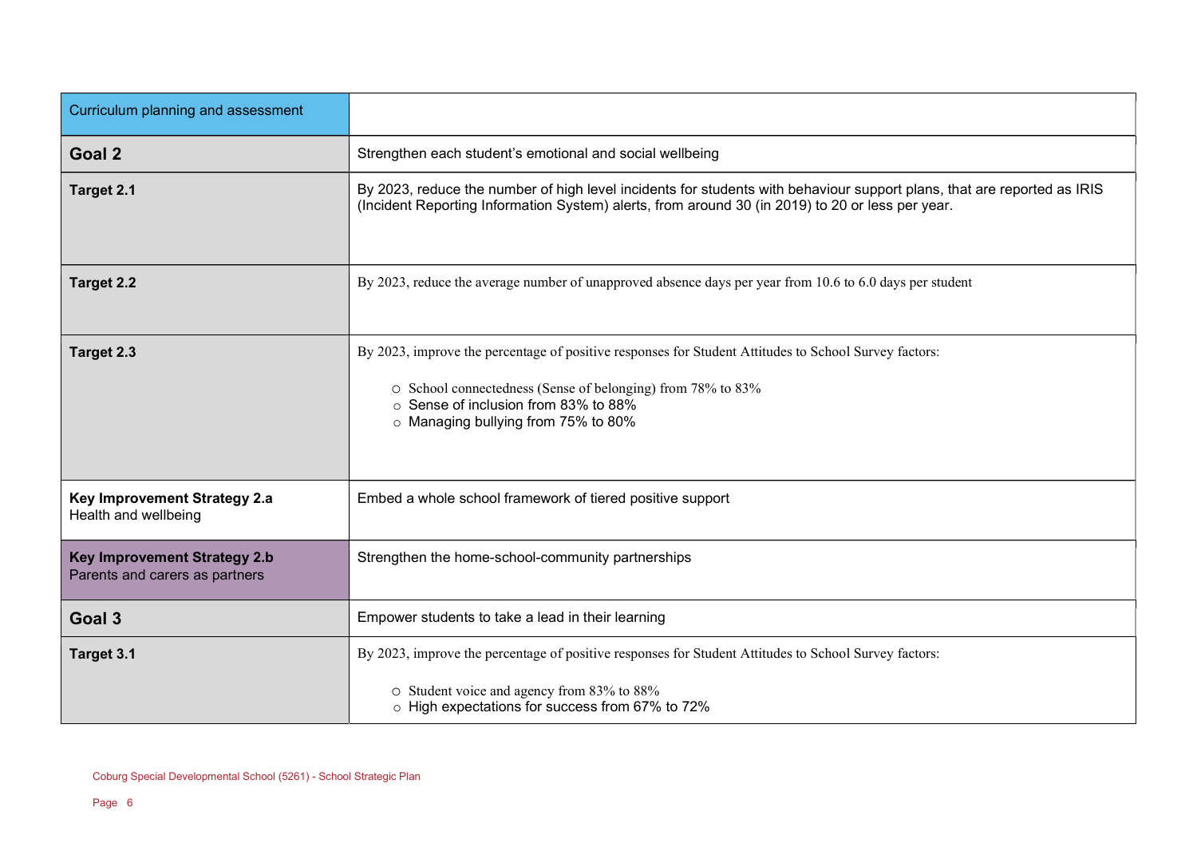| Curriculum planning and assessment | |
|---|---|
| **Goal 2** | Strengthen each student's emotional and social wellbeing |
| **Target 2.1** | By 2023, reduce the number of high level incidents for students with behaviour support plans, that are reported as IRIS (Incident Reporting Information System) alerts, from around 30 (in 2019) to 20 or less per year. |
| **Target 2.2** | By 2023, reduce the average number of unapproved absence days per year from 10.6 to 6.0 days per student |
| **Target 2.3** | By 2023, improve the percentage of positive responses for Student Attitudes to School Survey factors:<br>○ School connectedness (Sense of belonging) from 78% to 83%<br>○ Sense of inclusion from 83% to 88%<br>○ Managing bullying from 75% to 80% |
| **Key Improvement Strategy 2.a**<br>Health and wellbeing | Embed a whole school framework of tiered positive support |
| **Key Improvement Strategy 2.b**<br>Parents and carers as partners | Strengthen the home-school-community partnerships |
| **Goal 3** | Empower students to take a lead in their learning |
| **Target 3.1** | By 2023, improve the percentage of positive responses for Student Attitudes to School Survey factors:<br>○ Student voice and agency from 83% to 88%<br>○ High expectations for success from 67% to 72% |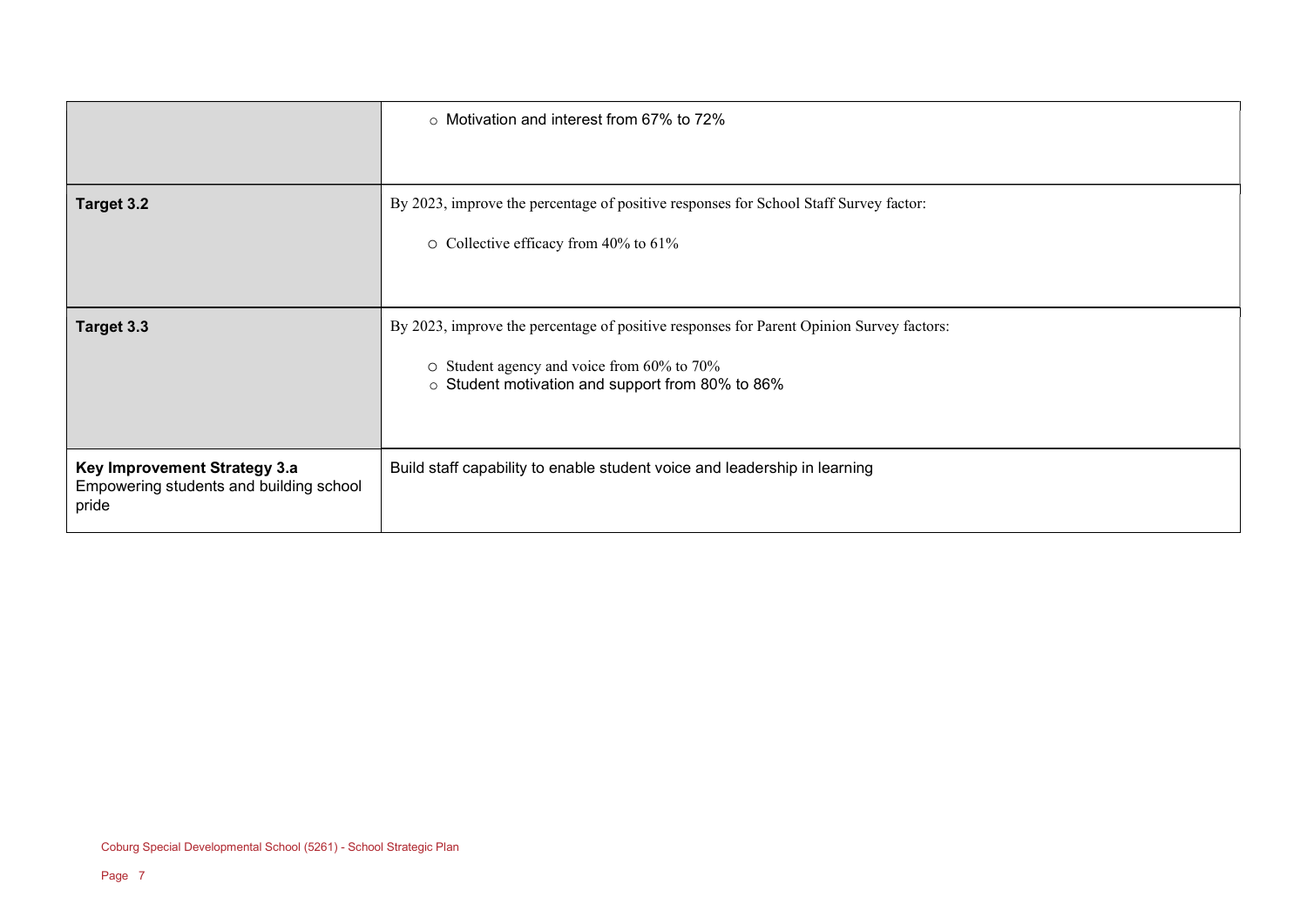| | |
|---|---|
| | ○ Motivation and interest from 67% to 72% |
| **Target 3.2** | By 2023, improve the percentage of positive responses for School Staff Survey factor:<br><br>○ Collective efficacy from 40% to 61% |
| **Target 3.3** | By 2023, improve the percentage of positive responses for Parent Opinion Survey factors:<br><br>○ Student agency and voice from 60% to 70%<br>○ Student motivation and support from 80% to 86% |
| **Key Improvement Strategy 3.a**<br>Empowering students and building school pride | Build staff capability to enable student voice and leadership in learning |